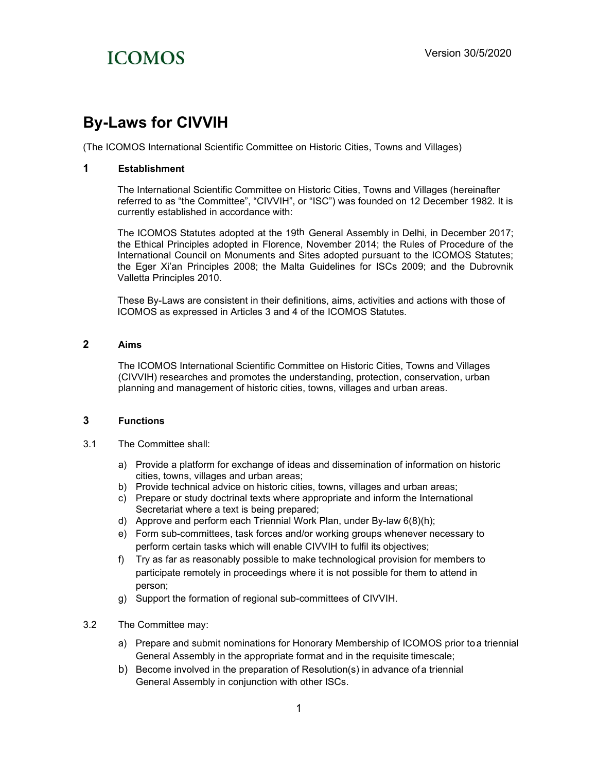ICOMOS

Version 30/5/2020

# By-Laws for CIVVIH

(The ICOMOS International Scientific Committee on Historic Cities, Towns and Villages)

## 1 Establishment

The International Scientific Committee on Historic Cities, Towns and Villages (hereinafter referred to as "the Committee", "CIVVIH", or "ISC") was founded on 12 December 1982. It is currently established in accordance with:

The ICOMOS Statutes adopted at the 19th General Assembly in Delhi, in December 2017; the Ethical Principles adopted in Florence, November 2014; the Rules of Procedure of the International Council on Monuments and Sites adopted pursuant to the ICOMOS Statutes; the Eger Xi'an Principles 2008; the Malta Guidelines for ISCs 2009; and the Dubrovnik Valletta Principles 2010.

These By-Laws are consistent in their definitions, aims, activities and actions with those of ICOMOS as expressed in Articles 3 and 4 of the ICOMOS Statutes.

## 2 Aims

The ICOMOS International Scientific Committee on Historic Cities, Towns and Villages (CIVVIH) researches and promotes the understanding, protection, conservation, urban planning and management of historic cities, towns, villages and urban areas.

## 3 Functions

3.1 The Committee shall:

a) Provide a platform for exchange of ideas and dissemination of information on historic cities, towns, villages and urban areas;
b) Provide technical advice on historic cities, towns, villages and urban areas;
c) Prepare or study doctrinal texts where appropriate and inform the International Secretariat where a text is being prepared;
d) Approve and perform each Triennial Work Plan, under By-law 6(8)(h);
e) Form sub-committees, task forces and/or working groups whenever necessary to perform certain tasks which will enable CIVVIH to fulfil its objectives;
f) Try as far as reasonably possible to make technological provision for members to participate remotely in proceedings where it is not possible for them to attend in person;
g) Support the formation of regional sub-committees of CIVVIH.

3.2 The Committee may:

a) Prepare and submit nominations for Honorary Membership of ICOMOS prior to a triennial General Assembly in the appropriate format and in the requisite timescale;
b) Become involved in the preparation of Resolution(s) in advance of a triennial General Assembly in conjunction with other ISCs.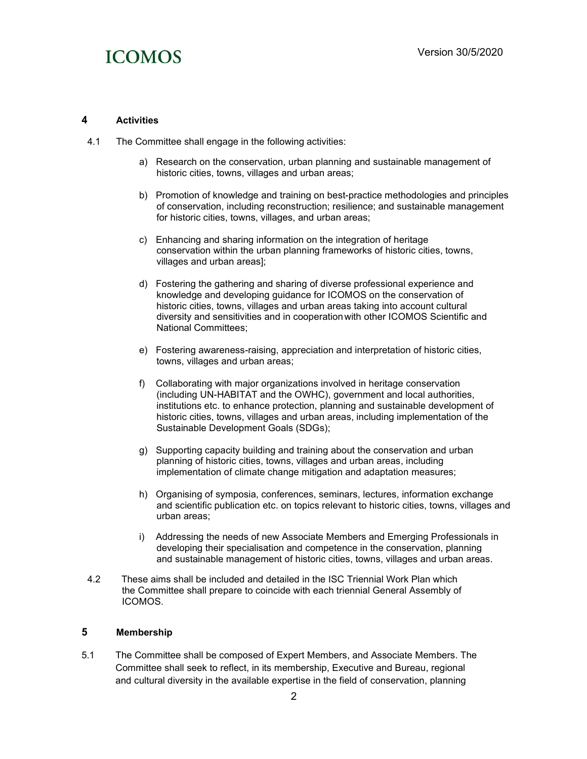## 4 Activities

4.1 The Committee shall engage in the following activities:

a) Research on the conservation, urban planning and sustainable management of historic cities, towns, villages and urban areas;

b) Promotion of knowledge and training on best-practice methodologies and principles of conservation, including reconstruction; resilience; and sustainable management for historic cities, towns, villages, and urban areas;

c) Enhancing and sharing information on the integration of heritage conservation within the urban planning frameworks of historic cities, towns, villages and urban areas];

d) Fostering the gathering and sharing of diverse professional experience and knowledge and developing guidance for ICOMOS on the conservation of historic cities, towns, villages and urban areas taking into account cultural diversity and sensitivities and in cooperation with other ICOMOS Scientific and National Committees;

e) Fostering awareness-raising, appreciation and interpretation of historic cities, towns, villages and urban areas;

f) Collaborating with major organizations involved in heritage conservation (including UN-HABITAT and the OWHC), government and local authorities, institutions etc. to enhance protection, planning and sustainable development of historic cities, towns, villages and urban areas, including implementation of the Sustainable Development Goals (SDGs);

g) Supporting capacity building and training about the conservation and urban planning of historic cities, towns, villages and urban areas, including implementation of climate change mitigation and adaptation measures;

h) Organising of symposia, conferences, seminars, lectures, information exchange and scientific publication etc. on topics relevant to historic cities, towns, villages and urban areas;

i) Addressing the needs of new Associate Members and Emerging Professionals in developing their specialisation and competence in the conservation, planning and sustainable management of historic cities, towns, villages and urban areas.

4.2 These aims shall be included and detailed in the ISC Triennial Work Plan which the Committee shall prepare to coincide with each triennial General Assembly of ICOMOS.

## 5 Membership

5.1 The Committee shall be composed of Expert Members, and Associate Members. The Committee shall seek to reflect, in its membership, Executive and Bureau, regional and cultural diversity in the available expertise in the field of conservation, planning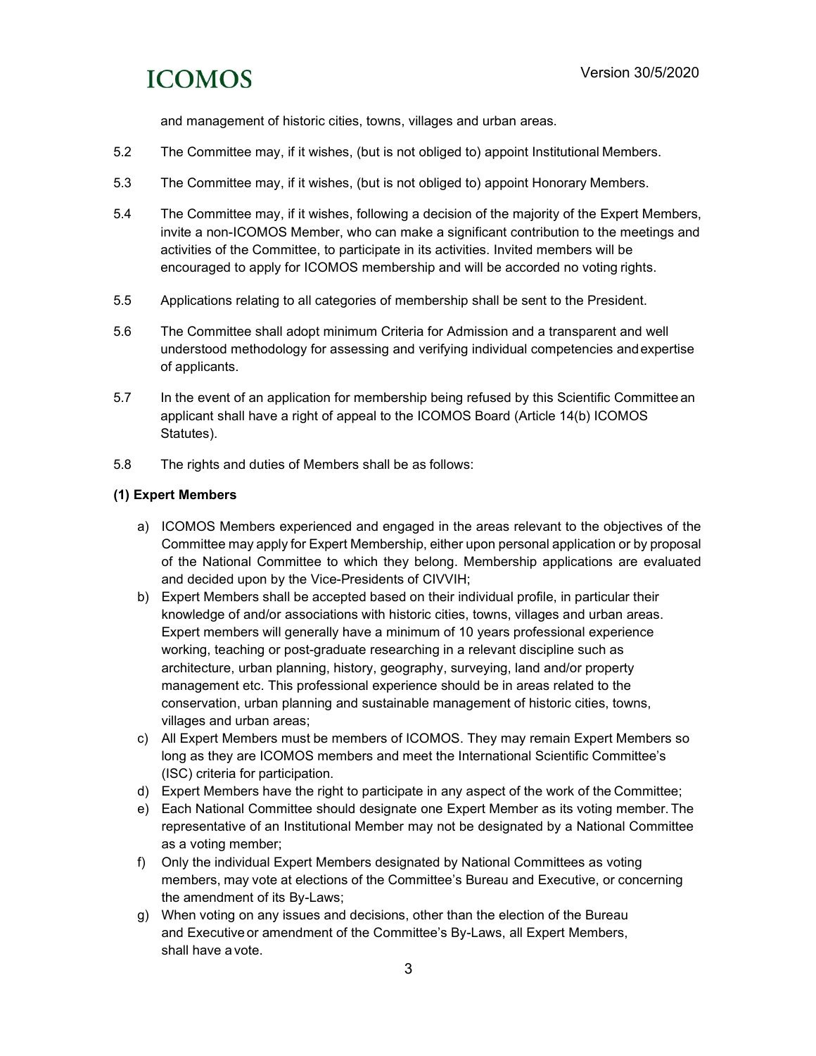and management of historic cities, towns, villages and urban areas.

5.2 The Committee may, if it wishes, (but is not obliged to) appoint Institutional Members.

5.3 The Committee may, if it wishes, (but is not obliged to) appoint Honorary Members.

5.4 The Committee may, if it wishes, following a decision of the majority of the Expert Members, invite a non-ICOMOS Member, who can make a significant contribution to the meetings and activities of the Committee, to participate in its activities. Invited members will be encouraged to apply for ICOMOS membership and will be accorded no voting rights.

5.5 Applications relating to all categories of membership shall be sent to the President.

5.6 The Committee shall adopt minimum Criteria for Admission and a transparent and well understood methodology for assessing and verifying individual competencies and expertise of applicants.

5.7 In the event of an application for membership being refused by this Scientific Committee an applicant shall have a right of appeal to the ICOMOS Board (Article 14(b) ICOMOS Statutes).

5.8 The rights and duties of Members shall be as follows:

**(1) Expert Members**

a) ICOMOS Members experienced and engaged in the areas relevant to the objectives of the Committee may apply for Expert Membership, either upon personal application or by proposal of the National Committee to which they belong. Membership applications are evaluated and decided upon by the Vice-Presidents of CIVVIH;
b) Expert Members shall be accepted based on their individual profile, in particular their knowledge of and/or associations with historic cities, towns, villages and urban areas. Expert members will generally have a minimum of 10 years professional experience working, teaching or post-graduate researching in a relevant discipline such as architecture, urban planning, history, geography, surveying, land and/or property management etc. This professional experience should be in areas related to the conservation, urban planning and sustainable management of historic cities, towns, villages and urban areas;
c) All Expert Members must be members of ICOMOS. They may remain Expert Members so long as they are ICOMOS members and meet the International Scientific Committee's (ISC) criteria for participation.
d) Expert Members have the right to participate in any aspect of the work of the Committee;
e) Each National Committee should designate one Expert Member as its voting member. The representative of an Institutional Member may not be designated by a National Committee as a voting member;
f) Only the individual Expert Members designated by National Committees as voting members, may vote at elections of the Committee's Bureau and Executive, or concerning the amendment of its By-Laws;
g) When voting on any issues and decisions, other than the election of the Bureau and Executive or amendment of the Committee's By-Laws, all Expert Members, shall have a vote.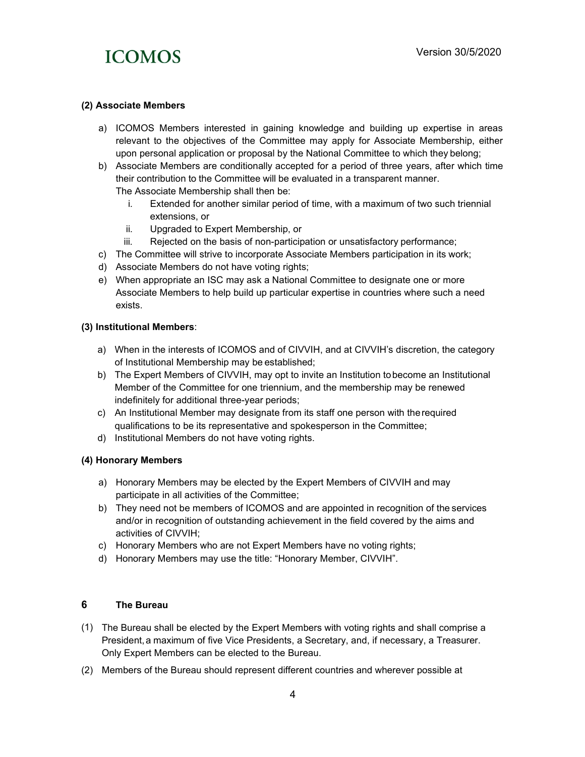**(2) Associate Members**

a) ICOMOS Members interested in gaining knowledge and building up expertise in areas relevant to the objectives of the Committee may apply for Associate Membership, either upon personal application or proposal by the National Committee to which they belong;

b) Associate Members are conditionally accepted for a period of three years, after which time their contribution to the Committee will be evaluated in a transparent manner.
The Associate Membership shall then be:
   i. Extended for another similar period of time, with a maximum of two such triennial extensions, or
   ii. Upgraded to Expert Membership, or
   iii. Rejected on the basis of non-participation or unsatisfactory performance;

c) The Committee will strive to incorporate Associate Members participation in its work;

d) Associate Members do not have voting rights;

e) When appropriate an ISC may ask a National Committee to designate one or more Associate Members to help build up particular expertise in countries where such a need exists.

**(3) Institutional Members**:

a) When in the interests of ICOMOS and of CIVVIH, and at CIVVIH's discretion, the category of Institutional Membership may be established;

b) The Expert Members of CIVVIH, may opt to invite an Institution to become an Institutional Member of the Committee for one triennium, and the membership may be renewed indefinitely for additional three-year periods;

c) An Institutional Member may designate from its staff one person with the required qualifications to be its representative and spokesperson in the Committee;

d) Institutional Members do not have voting rights.

**(4) Honorary Members**

a) Honorary Members may be elected by the Expert Members of CIVVIH and may participate in all activities of the Committee;

b) They need not be members of ICOMOS and are appointed in recognition of the services and/or in recognition of outstanding achievement in the field covered by the aims and activities of CIVVIH;

c) Honorary Members who are not Expert Members have no voting rights;

d) Honorary Members may use the title: "Honorary Member, CIVVIH".

## 6 The Bureau

(1) The Bureau shall be elected by the Expert Members with voting rights and shall comprise a President, a maximum of five Vice Presidents, a Secretary, and, if necessary, a Treasurer. Only Expert Members can be elected to the Bureau.

(2) Members of the Bureau should represent different countries and wherever possible at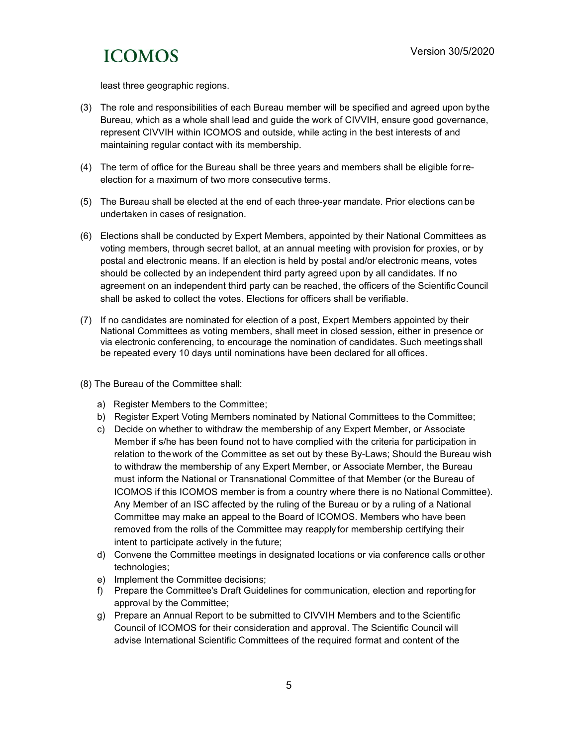least three geographic regions.

(3) The role and responsibilities of each Bureau member will be specified and agreed upon by the Bureau, which as a whole shall lead and guide the work of CIVVIH, ensure good governance, represent CIVVIH within ICOMOS and outside, while acting in the best interests of and maintaining regular contact with its membership.

(4) The term of office for the Bureau shall be three years and members shall be eligible for re-election for a maximum of two more consecutive terms.

(5) The Bureau shall be elected at the end of each three-year mandate. Prior elections can be undertaken in cases of resignation.

(6) Elections shall be conducted by Expert Members, appointed by their National Committees as voting members, through secret ballot, at an annual meeting with provision for proxies, or by postal and electronic means. If an election is held by postal and/or electronic means, votes should be collected by an independent third party agreed upon by all candidates. If no agreement on an independent third party can be reached, the officers of the Scientific Council shall be asked to collect the votes. Elections for officers shall be verifiable.

(7) If no candidates are nominated for election of a post, Expert Members appointed by their National Committees as voting members, shall meet in closed session, either in presence or via electronic conferencing, to encourage the nomination of candidates. Such meetings shall be repeated every 10 days until nominations have been declared for all offices.

(8) The Bureau of the Committee shall:

a) Register Members to the Committee;
b) Register Expert Voting Members nominated by National Committees to the Committee;
c) Decide on whether to withdraw the membership of any Expert Member, or Associate Member if s/he has been found not to have complied with the criteria for participation in relation to the work of the Committee as set out by these By-Laws; Should the Bureau wish to withdraw the membership of any Expert Member, or Associate Member, the Bureau must inform the National or Transnational Committee of that Member (or the Bureau of ICOMOS if this ICOMOS member is from a country where there is no National Committee). Any Member of an ISC affected by the ruling of the Bureau or by a ruling of a National Committee may make an appeal to the Board of ICOMOS. Members who have been removed from the rolls of the Committee may reapply for membership certifying their intent to participate actively in the future;
d) Convene the Committee meetings in designated locations or via conference calls or other technologies;
e) Implement the Committee decisions;
f) Prepare the Committee's Draft Guidelines for communication, election and reporting for approval by the Committee;
g) Prepare an Annual Report to be submitted to CIVVIH Members and to the Scientific Council of ICOMOS for their consideration and approval. The Scientific Council will advise International Scientific Committees of the required format and content of the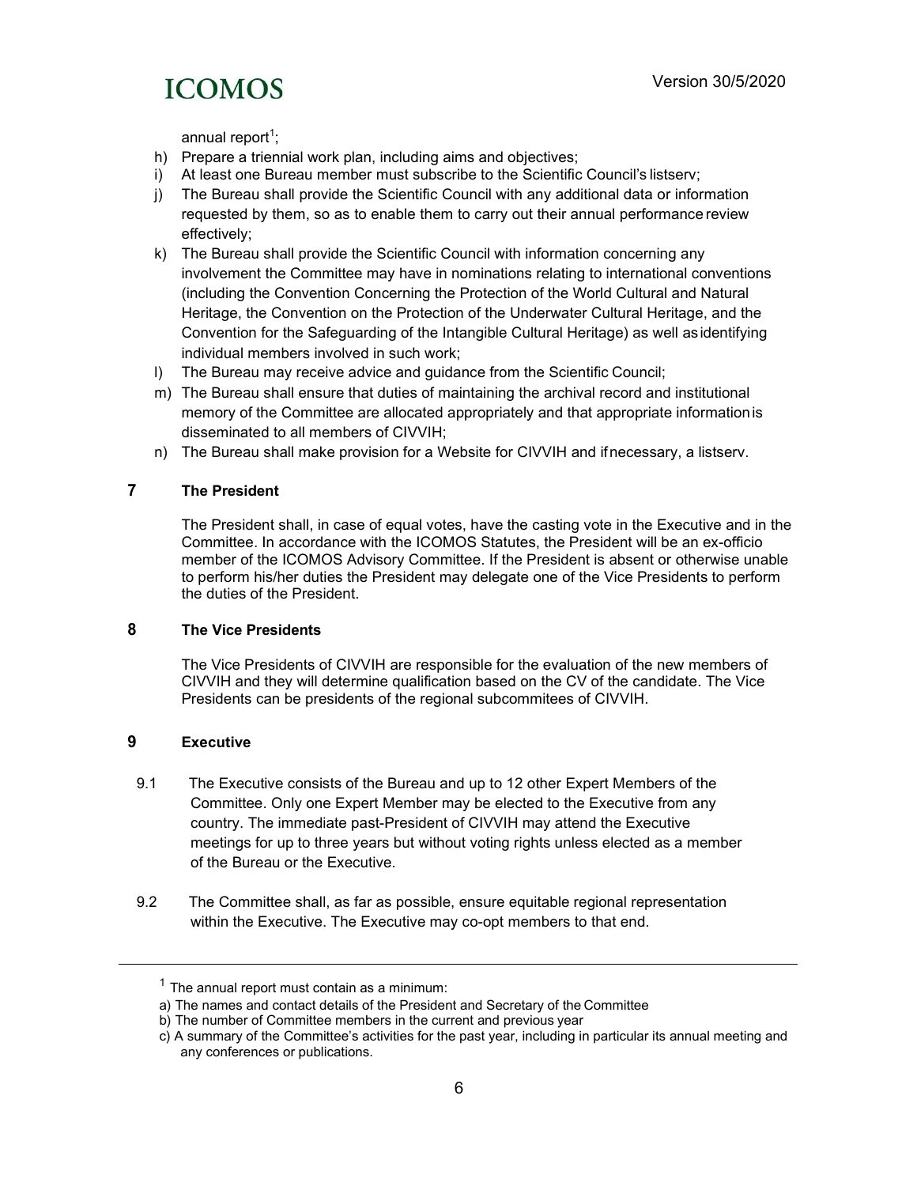annual report[1];

h) Prepare a triennial work plan, including aims and objectives;
i) At least one Bureau member must subscribe to the Scientific Council's listserv;
j) The Bureau shall provide the Scientific Council with any additional data or information requested by them, so as to enable them to carry out their annual performance review effectively;
k) The Bureau shall provide the Scientific Council with information concerning any involvement the Committee may have in nominations relating to international conventions (including the Convention Concerning the Protection of the World Cultural and Natural Heritage, the Convention on the Protection of the Underwater Cultural Heritage, and the Convention for the Safeguarding of the Intangible Cultural Heritage) as well as identifying individual members involved in such work;
l) The Bureau may receive advice and guidance from the Scientific Council;
m) The Bureau shall ensure that duties of maintaining the archival record and institutional memory of the Committee are allocated appropriately and that appropriate information is disseminated to all members of CIVVIH;
n) The Bureau shall make provision for a Website for CIVVIH and if necessary, a listserv.

## 7 The President

The President shall, in case of equal votes, have the casting vote in the Executive and in the Committee. In accordance with the ICOMOS Statutes, the President will be an ex-officio member of the ICOMOS Advisory Committee. If the President is absent or otherwise unable to perform his/her duties the President may delegate one of the Vice Presidents to perform the duties of the President.

## 8 The Vice Presidents

The Vice Presidents of CIVVIH are responsible for the evaluation of the new members of CIVVIH and they will determine qualification based on the CV of the candidate. The Vice Presidents can be presidents of the regional subcommitees of CIVVIH.

## 9 Executive

9.1 The Executive consists of the Bureau and up to 12 other Expert Members of the Committee. Only one Expert Member may be elected to the Executive from any country. The immediate past-President of CIVVIH may attend the Executive meetings for up to three years but without voting rights unless elected as a member of the Bureau or the Executive.

9.2 The Committee shall, as far as possible, ensure equitable regional representation within the Executive. The Executive may co-opt members to that end.

---

[1] The annual report must contain as a minimum:

a) The names and contact details of the President and Secretary of the Committee
b) The number of Committee members in the current and previous year
c) A summary of the Committee's activities for the past year, including in particular its annual meeting and any conferences or publications.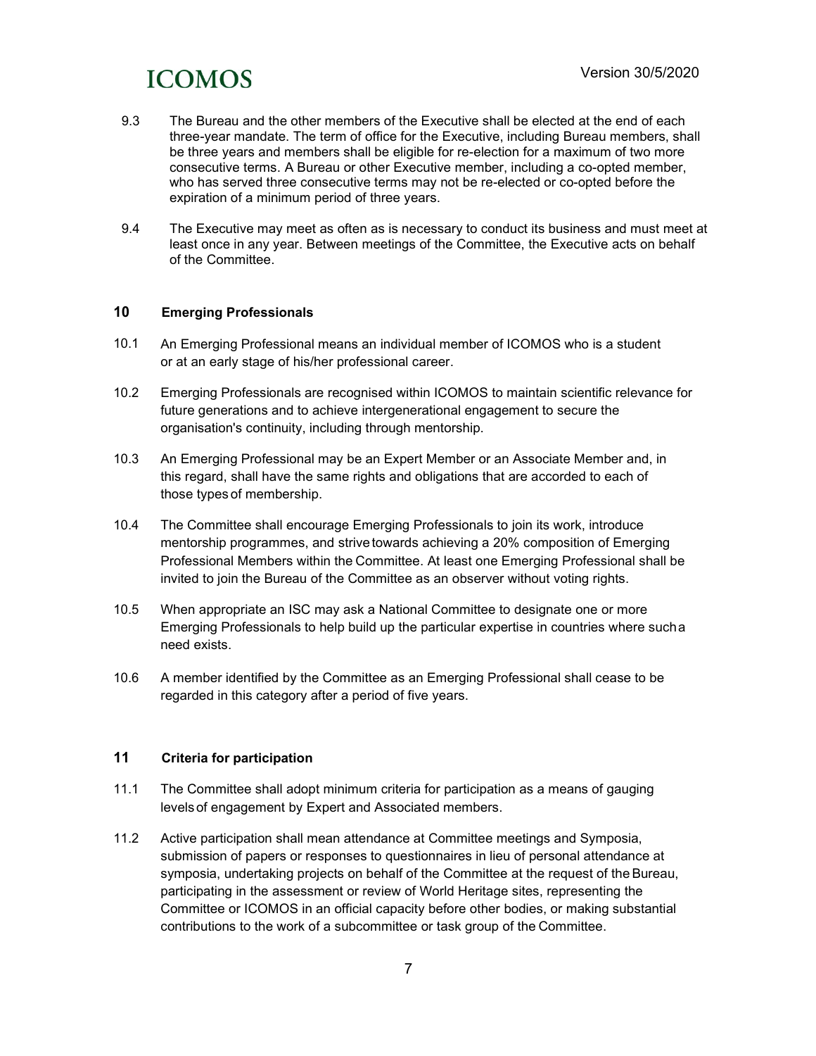9.3 The Bureau and the other members of the Executive shall be elected at the end of each three-year mandate. The term of office for the Executive, including Bureau members, shall be three years and members shall be eligible for re-election for a maximum of two more consecutive terms. A Bureau or other Executive member, including a co-opted member, who has served three consecutive terms may not be re-elected or co-opted before the expiration of a minimum period of three years.

9.4 The Executive may meet as often as is necessary to conduct its business and must meet at least once in any year. Between meetings of the Committee, the Executive acts on behalf of the Committee.

## 10 Emerging Professionals

10.1 An Emerging Professional means an individual member of ICOMOS who is a student or at an early stage of his/her professional career.

10.2 Emerging Professionals are recognised within ICOMOS to maintain scientific relevance for future generations and to achieve intergenerational engagement to secure the organisation's continuity, including through mentorship.

10.3 An Emerging Professional may be an Expert Member or an Associate Member and, in this regard, shall have the same rights and obligations that are accorded to each of those types of membership.

10.4 The Committee shall encourage Emerging Professionals to join its work, introduce mentorship programmes, and strive towards achieving a 20% composition of Emerging Professional Members within the Committee. At least one Emerging Professional shall be invited to join the Bureau of the Committee as an observer without voting rights.

10.5 When appropriate an ISC may ask a National Committee to designate one or more Emerging Professionals to help build up the particular expertise in countries where such a need exists.

10.6 A member identified by the Committee as an Emerging Professional shall cease to be regarded in this category after a period of five years.

## 11 Criteria for participation

11.1 The Committee shall adopt minimum criteria for participation as a means of gauging levels of engagement by Expert and Associated members.

11.2 Active participation shall mean attendance at Committee meetings and Symposia, submission of papers or responses to questionnaires in lieu of personal attendance at symposia, undertaking projects on behalf of the Committee at the request of the Bureau, participating in the assessment or review of World Heritage sites, representing the Committee or ICOMOS in an official capacity before other bodies, or making substantial contributions to the work of a subcommittee or task group of the Committee.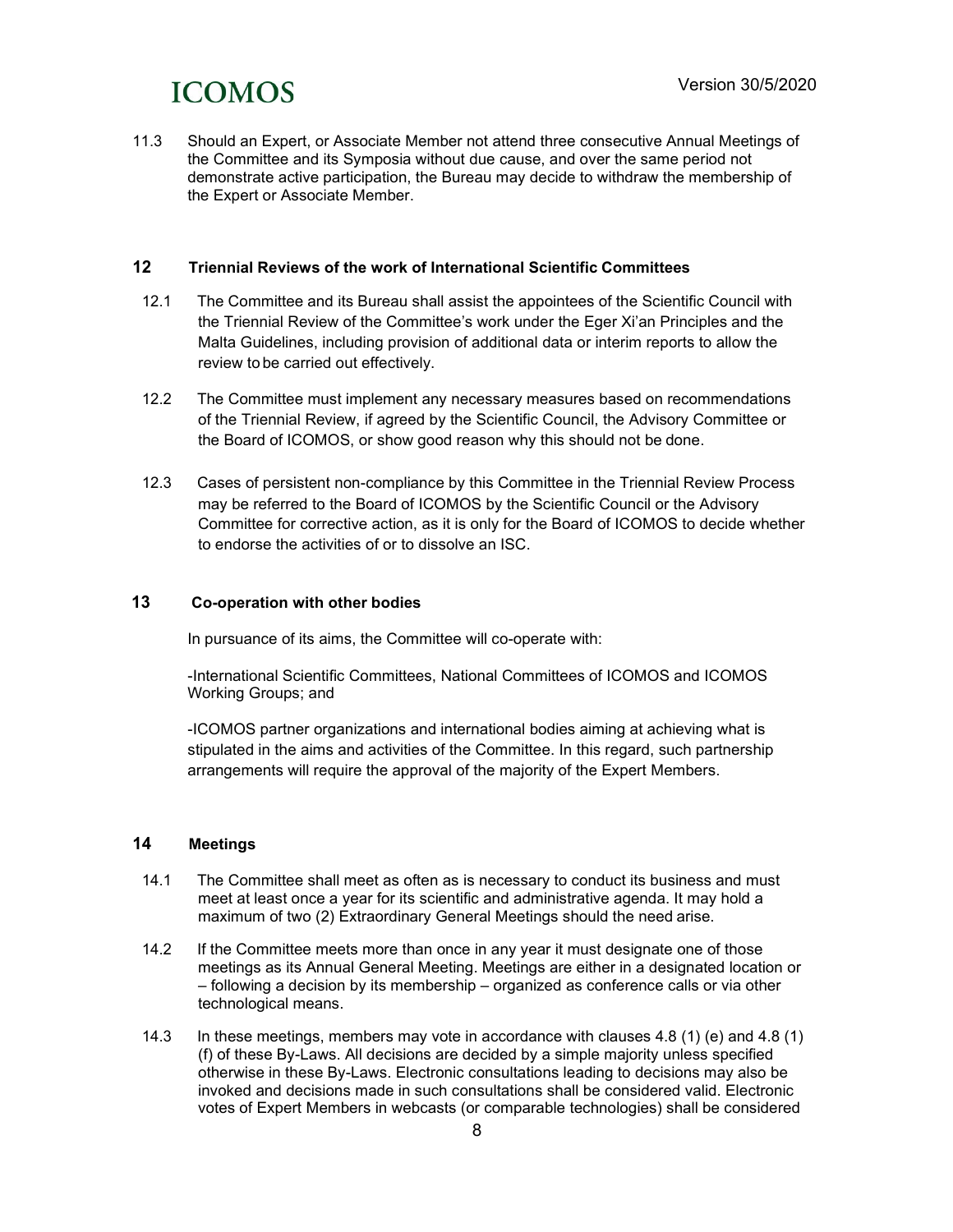11.3 Should an Expert, or Associate Member not attend three consecutive Annual Meetings of the Committee and its Symposia without due cause, and over the same period not demonstrate active participation, the Bureau may decide to withdraw the membership of the Expert or Associate Member.

## 12 Triennial Reviews of the work of International Scientific Committees

12.1 The Committee and its Bureau shall assist the appointees of the Scientific Council with the Triennial Review of the Committee's work under the Eger Xi'an Principles and the Malta Guidelines, including provision of additional data or interim reports to allow the review to be carried out effectively.

12.2 The Committee must implement any necessary measures based on recommendations of the Triennial Review, if agreed by the Scientific Council, the Advisory Committee or the Board of ICOMOS, or show good reason why this should not be done.

12.3 Cases of persistent non-compliance by this Committee in the Triennial Review Process may be referred to the Board of ICOMOS by the Scientific Council or the Advisory Committee for corrective action, as it is only for the Board of ICOMOS to decide whether to endorse the activities of or to dissolve an ISC.

## 13 Co-operation with other bodies

In pursuance of its aims, the Committee will co-operate with:

-International Scientific Committees, National Committees of ICOMOS and ICOMOS Working Groups; and

-ICOMOS partner organizations and international bodies aiming at achieving what is stipulated in the aims and activities of the Committee. In this regard, such partnership arrangements will require the approval of the majority of the Expert Members.

## 14 Meetings

14.1 The Committee shall meet as often as is necessary to conduct its business and must meet at least once a year for its scientific and administrative agenda. It may hold a maximum of two (2) Extraordinary General Meetings should the need arise.

14.2 If the Committee meets more than once in any year it must designate one of those meetings as its Annual General Meeting. Meetings are either in a designated location or – following a decision by its membership – organized as conference calls or via other technological means.

14.3 In these meetings, members may vote in accordance with clauses 4.8 (1) (e) and 4.8 (1) (f) of these By-Laws. All decisions are decided by a simple majority unless specified otherwise in these By-Laws. Electronic consultations leading to decisions may also be invoked and decisions made in such consultations shall be considered valid. Electronic votes of Expert Members in webcasts (or comparable technologies) shall be considered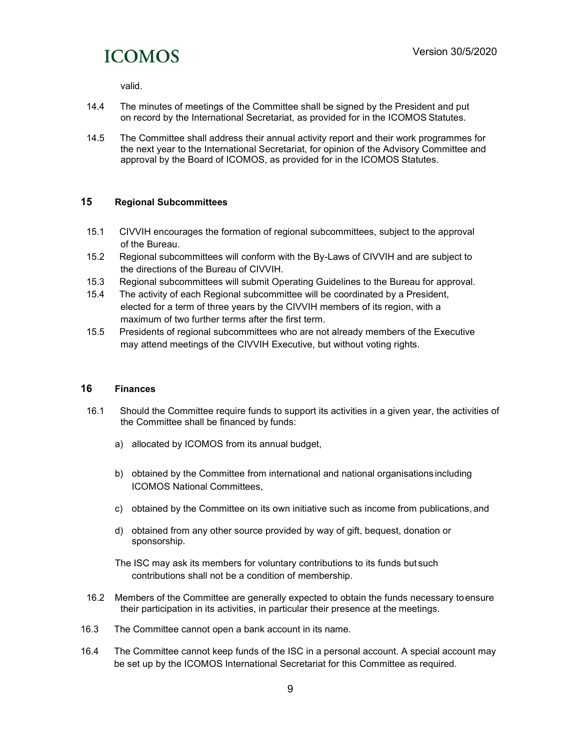valid.

14.4 The minutes of meetings of the Committee shall be signed by the President and put on record by the International Secretariat, as provided for in the ICOMOS Statutes.

14.5 The Committee shall address their annual activity report and their work programmes for the next year to the International Secretariat, for opinion of the Advisory Committee and approval by the Board of ICOMOS, as provided for in the ICOMOS Statutes.

## 15 Regional Subcommittees

15.1 CIVVIH encourages the formation of regional subcommittees, subject to the approval of the Bureau.

15.2 Regional subcommittees will conform with the By-Laws of CIVVIH and are subject to the directions of the Bureau of CIVVIH.

15.3 Regional subcommittees will submit Operating Guidelines to the Bureau for approval.

15.4 The activity of each Regional subcommittee will be coordinated by a President, elected for a term of three years by the CIVVIH members of its region, with a maximum of two further terms after the first term.

15.5 Presidents of regional subcommittees who are not already members of the Executive may attend meetings of the CIVVIH Executive, but without voting rights.

## 16 Finances

16.1 Should the Committee require funds to support its activities in a given year, the activities of the Committee shall be financed by funds:

a) allocated by ICOMOS from its annual budget,

b) obtained by the Committee from international and national organisations including ICOMOS National Committees,

c) obtained by the Committee on its own initiative such as income from publications, and

d) obtained from any other source provided by way of gift, bequest, donation or sponsorship.

The ISC may ask its members for voluntary contributions to its funds but such contributions shall not be a condition of membership.

16.2 Members of the Committee are generally expected to obtain the funds necessary to ensure their participation in its activities, in particular their presence at the meetings.

16.3 The Committee cannot open a bank account in its name.

16.4 The Committee cannot keep funds of the ISC in a personal account. A special account may be set up by the ICOMOS International Secretariat for this Committee as required.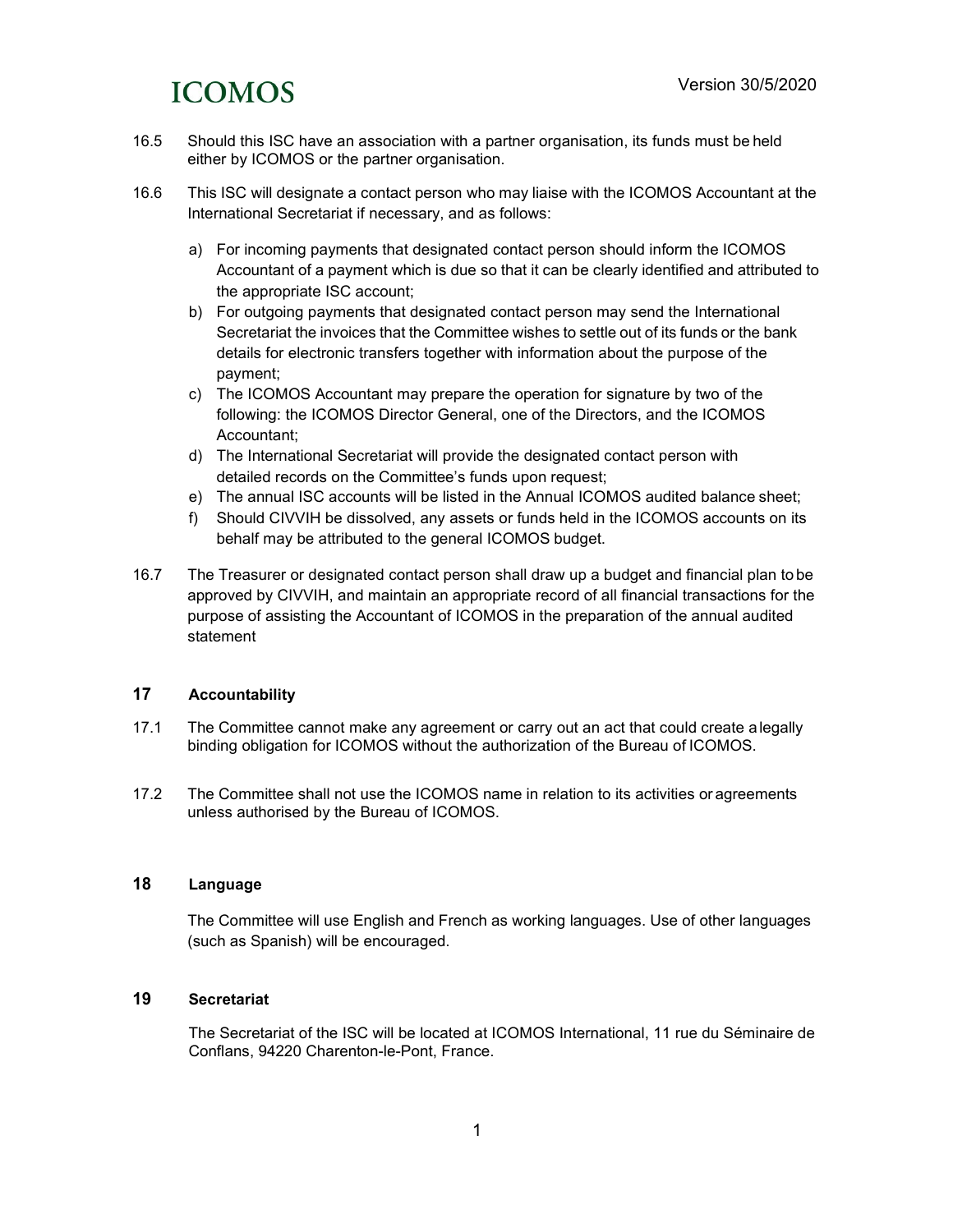16.5 Should this ISC have an association with a partner organisation, its funds must be held either by ICOMOS or the partner organisation.

16.6 This ISC will designate a contact person who may liaise with the ICOMOS Accountant at the International Secretariat if necessary, and as follows:

a) For incoming payments that designated contact person should inform the ICOMOS Accountant of a payment which is due so that it can be clearly identified and attributed to the appropriate ISC account;
b) For outgoing payments that designated contact person may send the International Secretariat the invoices that the Committee wishes to settle out of its funds or the bank details for electronic transfers together with information about the purpose of the payment;
c) The ICOMOS Accountant may prepare the operation for signature by two of the following: the ICOMOS Director General, one of the Directors, and the ICOMOS Accountant;
d) The International Secretariat will provide the designated contact person with detailed records on the Committee's funds upon request;
e) The annual ISC accounts will be listed in the Annual ICOMOS audited balance sheet;
f) Should CIVVIH be dissolved, any assets or funds held in the ICOMOS accounts on its behalf may be attributed to the general ICOMOS budget.

16.7 The Treasurer or designated contact person shall draw up a budget and financial plan to be approved by CIVVIH, and maintain an appropriate record of all financial transactions for the purpose of assisting the Accountant of ICOMOS in the preparation of the annual audited statement

## 17 Accountability

17.1 The Committee cannot make any agreement or carry out an act that could create a legally binding obligation for ICOMOS without the authorization of the Bureau of ICOMOS.

17.2 The Committee shall not use the ICOMOS name in relation to its activities or agreements unless authorised by the Bureau of ICOMOS.

## 18 Language

The Committee will use English and French as working languages. Use of other languages (such as Spanish) will be encouraged.

## 19 Secretariat

The Secretariat of the ISC will be located at ICOMOS International, 11 rue du Séminaire de Conflans, 94220 Charenton-le-Pont, France.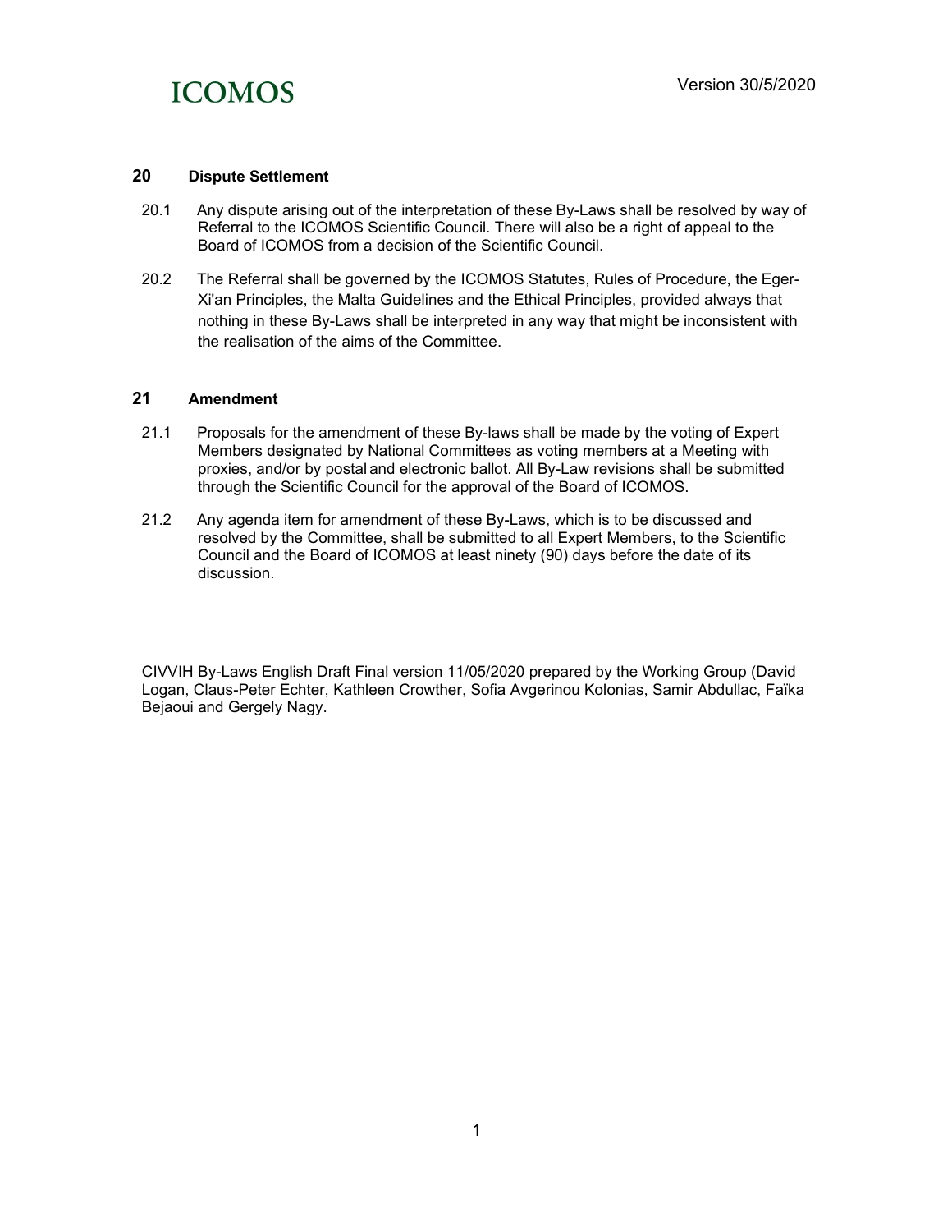## 20 Dispute Settlement

20.1 Any dispute arising out of the interpretation of these By-Laws shall be resolved by way of Referral to the ICOMOS Scientific Council. There will also be a right of appeal to the Board of ICOMOS from a decision of the Scientific Council.

20.2 The Referral shall be governed by the ICOMOS Statutes, Rules of Procedure, the Eger-Xi'an Principles, the Malta Guidelines and the Ethical Principles, provided always that nothing in these By-Laws shall be interpreted in any way that might be inconsistent with the realisation of the aims of the Committee.

## 21 Amendment

21.1 Proposals for the amendment of these By-laws shall be made by the voting of Expert Members designated by National Committees as voting members at a Meeting with proxies, and/or by postal and electronic ballot. All By-Law revisions shall be submitted through the Scientific Council for the approval of the Board of ICOMOS.

21.2 Any agenda item for amendment of these By-Laws, which is to be discussed and resolved by the Committee, shall be submitted to all Expert Members, to the Scientific Council and the Board of ICOMOS at least ninety (90) days before the date of its discussion.

CIVVIH By-Laws English Draft Final version 11/05/2020 prepared by the Working Group (David Logan, Claus-Peter Echter, Kathleen Crowther, Sofia Avgerinou Kolonias, Samir Abdullac, Faïka Bejaoui and Gergely Nagy.